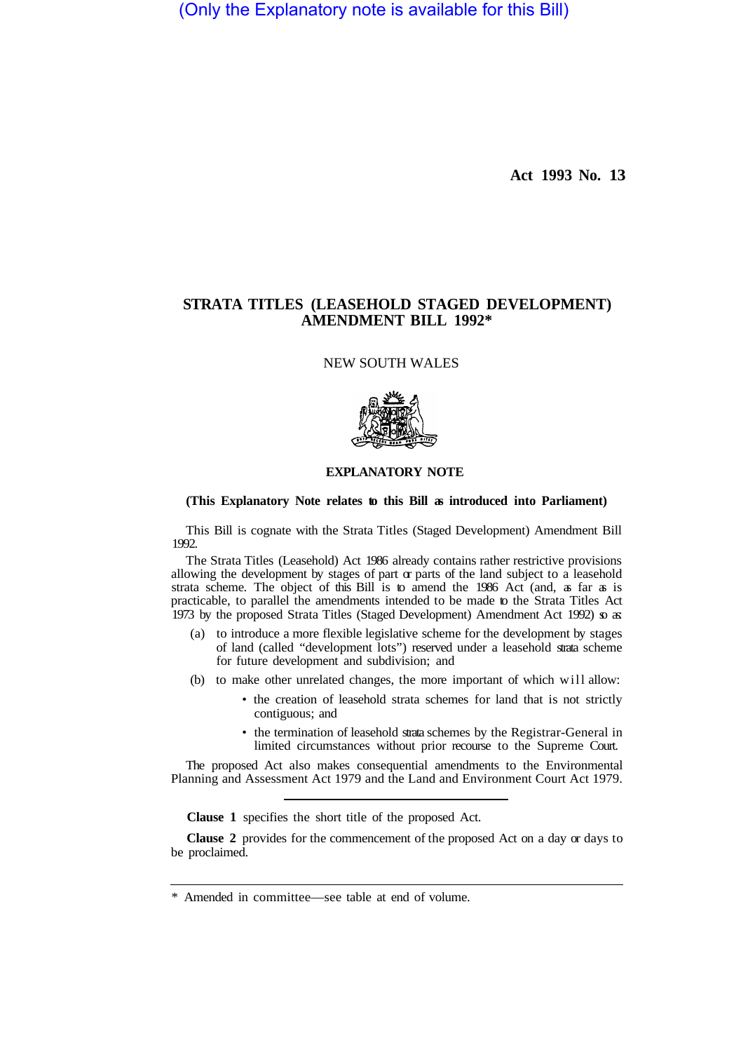(Only the Explanatory note is available for this Bill)

**Act 1993 No. 13**

# STRATA TITLES (LEASEHOLD STAGED DEVELOPMENT) AMENDMENT BILL 1992*

NEW SOUTH WALES

## EXPLANATORY NOTE

**(This Explanatory Note relates to this Bill as introduced into Parliament)**

This Bill is cognate with the Strata Titles (Staged Development) Amendment Bill 1992.

The Strata Titles (Leasehold) Act 1986 already contains rather restrictive provisions allowing the development by stages of part or parts of the land subject to a leasehold strata scheme. The object of this Bill is to amend the 1986 Act (and, as far as is practicable, to parallel the amendments intended to be made to the Strata Titles Act 1973 by the proposed Strata Titles (Staged Development) Amendment Act 1992) so as:

- (a) to introduce a more flexible legislative scheme for the development by stages of land (called "development lots") reserved under a leasehold strata scheme for future development and subdivision; and
- (b) to make other unrelated changes, the more important of which will allow:
  - the creation of leasehold strata schemes for land that is not strictly contiguous; and
  - the termination of leasehold strata schemes by the Registrar-General in limited circumstances without prior recourse to the Supreme Court.

The proposed Act also makes consequential amendments to the Environmental Planning and Assessment Act 1979 and the Land and Environment Court Act 1979.

---

**Clause 1** specifies the short title of the proposed Act.

**Clause 2** provides for the commencement of the proposed Act on a day or days to be proclaimed.

---

\* Amended in committee—see table at end of volume.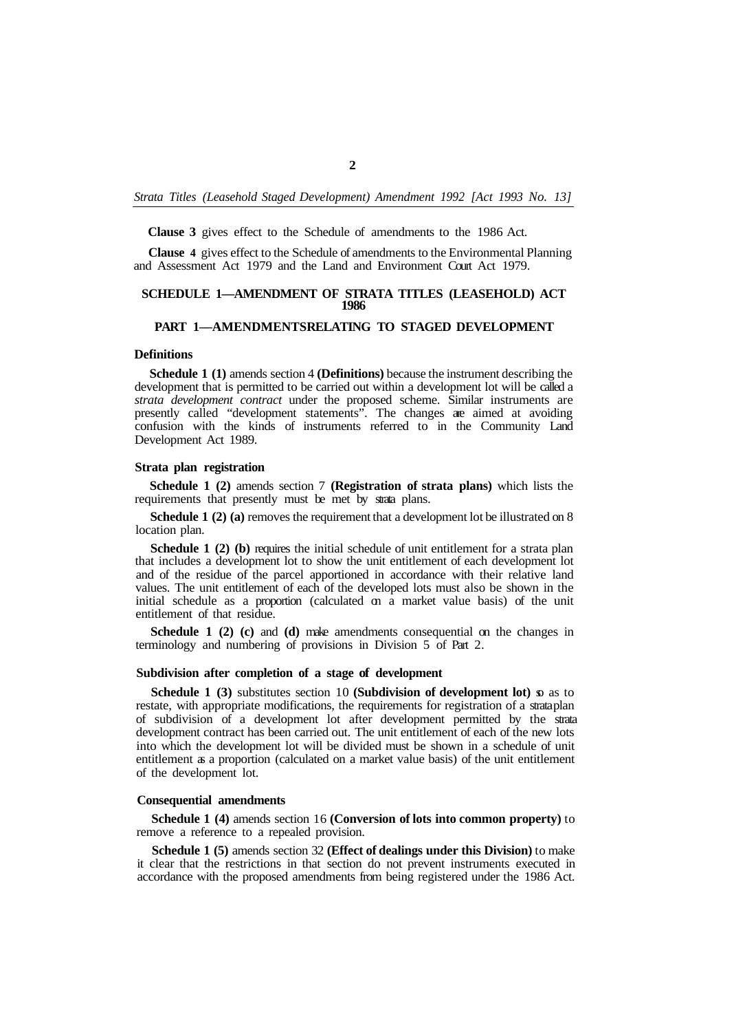**Clause 3** gives effect to the Schedule of amendments to the 1986 Act.

**Clause 4** gives effect to the Schedule of amendments to the Environmental Planning and Assessment Act 1979 and the Land and Environment Court Act 1979.

## SCHEDULE 1—AMENDMENT OF STRATA TITLES (LEASEHOLD) ACT 1986

### PART 1—AMENDMENTS RELATING TO STAGED DEVELOPMENT

#### Definitions

**Schedule 1 (1)** amends section 4 **(Definitions)** because the instrument describing the development that is permitted to be carried out within a development lot will be called a *strata development contract* under the proposed scheme. Similar instruments are presently called "development statements". The changes are aimed at avoiding confusion with the kinds of instruments referred to in the Community Land Development Act 1989.

#### Strata plan registration

**Schedule 1 (2)** amends section 7 **(Registration of strata plans)** which lists the requirements that presently must be met by strata plans.

**Schedule 1 (2) (a)** removes the requirement that a development lot be illustrated on 8 location plan.

**Schedule 1 (2) (b)** requires the initial schedule of unit entitlement for a strata plan that includes a development lot to show the unit entitlement of each development lot and of the residue of the parcel apportioned in accordance with their relative land values. The unit entitlement of each of the developed lots must also be shown in the initial schedule as a proportion (calculated on a market value basis) of the unit entitlement of that residue.

**Schedule 1 (2) (c)** and **(d)** make amendments consequential on the changes in terminology and numbering of provisions in Division 5 of Part 2.

#### Subdivision after completion of a stage of development

**Schedule 1 (3)** substitutes section 10 **(Subdivision of development lot)** so as to restate, with appropriate modifications, the requirements for registration of a strata plan of subdivision of a development lot after development permitted by the strata development contract has been carried out. The unit entitlement of each of the new lots into which the development lot will be divided must be shown in a schedule of unit entitlement as a proportion (calculated on a market value basis) of the unit entitlement of the development lot.

#### Consequential amendments

**Schedule 1 (4)** amends section 16 **(Conversion of lots into common property)** to remove a reference to a repealed provision.

**Schedule 1 (5)** amends section 32 **(Effect of dealings under this Division)** to make it clear that the restrictions in that section do not prevent instruments executed in accordance with the proposed amendments from being registered under the 1986 Act.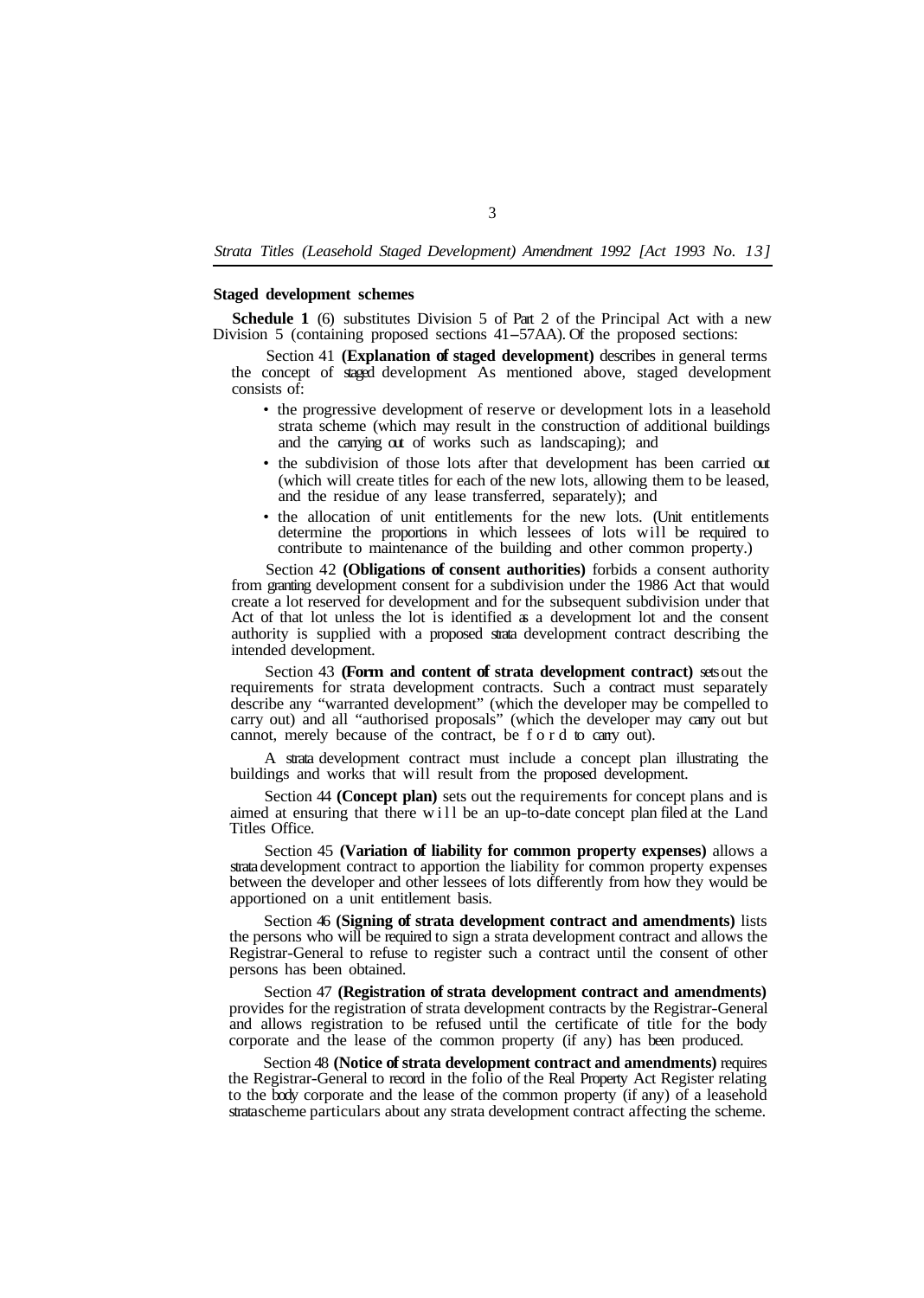**Staged development schemes**

**Schedule 1** (6) substitutes Division 5 of Part 2 of the Principal Act with a new Division 5 (containing proposed sections 41–57AA). Of the proposed sections:

Section 41 **(Explanation of staged development)** describes in general terms the concept of staged development As mentioned above, staged development consists of:

- the progressive development of reserve or development lots in a leasehold strata scheme (which may result in the construction of additional buildings and the carrying out of works such as landscaping); and
- the subdivision of those lots after that development has been carried out (which will create titles for each of the new lots, allowing them to be leased, and the residue of any lease transferred, separately); and
- the allocation of unit entitlements for the new lots. (Unit entitlements determine the proportions in which lessees of lots will be required to contribute to maintenance of the building and other common property.)

Section 42 **(Obligations of consent authorities)** forbids a consent authority from granting development consent for a subdivision under the 1986 Act that would create a lot reserved for development and for the subsequent subdivision under that Act of that lot unless the lot is identified as a development lot and the consent authority is supplied with a proposed strata development contract describing the intended development.

Section 43 **(Form and content of strata development contract)** sets out the requirements for strata development contracts. Such a contract must separately describe any "warranted development" (which the developer may be compelled to carry out) and all "authorised proposals" (which the developer may carry out but cannot, merely because of the contract, be ford to carry out).

A strata development contract must include a concept plan illustrating the buildings and works that will result from the proposed development.

Section 44 **(Concept plan)** sets out the requirements for concept plans and is aimed at ensuring that there will be an up-to-date concept plan filed at the Land Titles Office.

Section 45 **(Variation of liability for common property expenses)** allows a strata development contract to apportion the liability for common property expenses between the developer and other lessees of lots differently from how they would be apportioned on a unit entitlement basis.

Section 46 **(Signing of strata development contract and amendments)** lists the persons who will be required to sign a strata development contract and allows the Registrar-General to refuse to register such a contract until the consent of other persons has been obtained.

Section 47 **(Registration of strata development contract and amendments)** provides for the registration of strata development contracts by the Registrar-General and allows registration to be refused until the certificate of title for the body corporate and the lease of the common property (if any) has been produced.

Section 48 **(Notice of strata development contract and amendments)** requires the Registrar-General to record in the folio of the Real Property Act Register relating to the body corporate and the lease of the common property (if any) of a leasehold strata scheme particulars about any strata development contract affecting the scheme.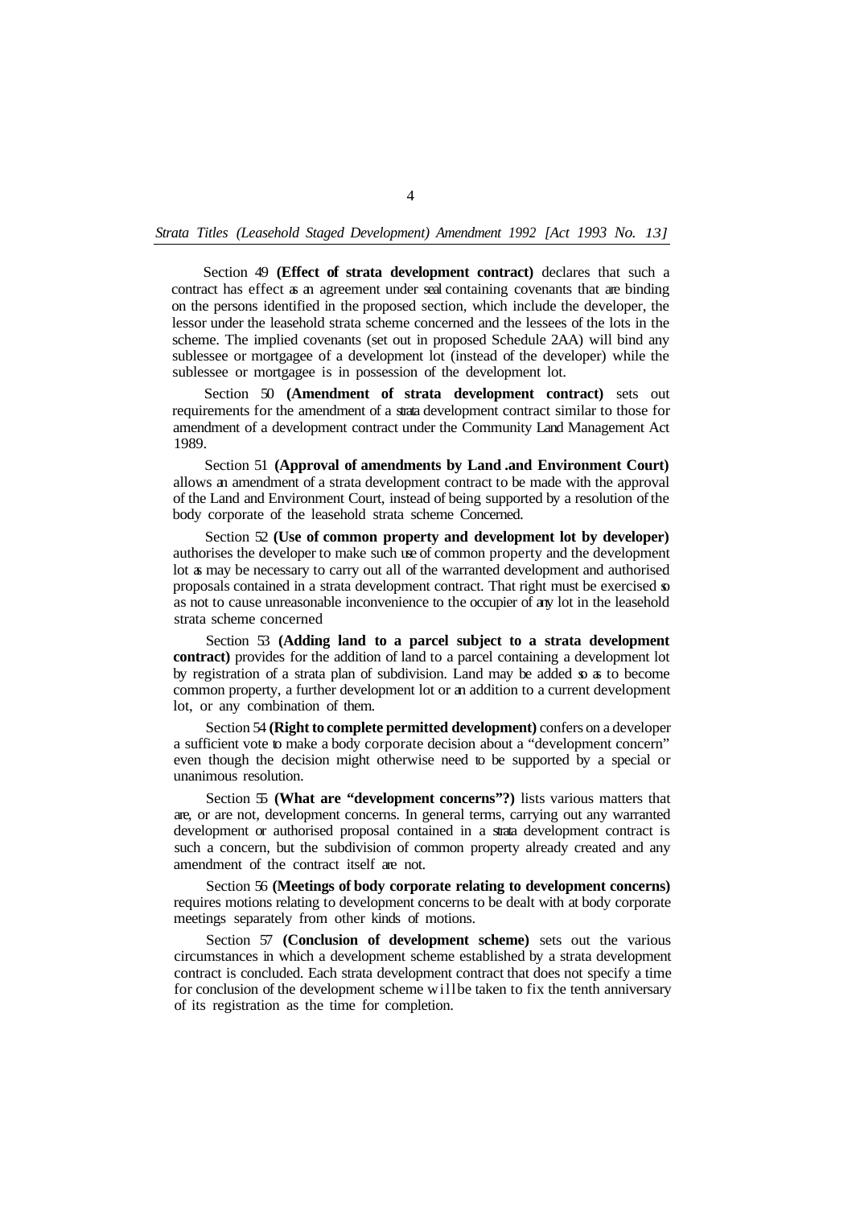Section 49 **(Effect of strata development contract)** declares that such a contract has effect as an agreement under seal containing covenants that are binding on the persons identified in the proposed section, which include the developer, the lessor under the leasehold strata scheme concerned and the lessees of the lots in the scheme. The implied covenants (set out in proposed Schedule 2AA) will bind any sublessee or mortgagee of a development lot (instead of the developer) while the sublessee or mortgagee is in possession of the development lot.

Section 50 **(Amendment of strata development contract)** sets out requirements for the amendment of a strata development contract similar to those for amendment of a development contract under the Community Land Management Act 1989.

Section 51 **(Approval of amendments by Land .and Environment Court)** allows an amendment of a strata development contract to be made with the approval of the Land and Environment Court, instead of being supported by a resolution of the body corporate of the leasehold strata scheme Concerned.

Section 52 **(Use of common property and development lot by developer)** authorises the developer to make such use of common property and the development lot as may be necessary to carry out all of the warranted development and authorised proposals contained in a strata development contract. That right must be exercised so as not to cause unreasonable inconvenience to the occupier of any lot in the leasehold strata scheme concerned

Section 53 **(Adding land to a parcel subject to a strata development contract)** provides for the addition of land to a parcel containing a development lot by registration of a strata plan of subdivision. Land may be added so as to become common property, a further development lot or an addition to a current development lot, or any combination of them.

Section 54 **(Right to complete permitted development)** confers on a developer a sufficient vote to make a body corporate decision about a "development concern" even though the decision might otherwise need to be supported by a special or unanimous resolution.

Section 55 **(What are "development concerns"?)** lists various matters that are, or are not, development concerns. In general terms, carrying out any warranted development or authorised proposal contained in a strata development contract is such a concern, but the subdivision of common property already created and any amendment of the contract itself are not.

Section 56 **(Meetings of body corporate relating to development concerns)** requires motions relating to development concerns to be dealt with at body corporate meetings separately from other kinds of motions.

Section 57 **(Conclusion of development scheme)** sets out the various circumstances in which a development scheme established by a strata development contract is concluded. Each strata development contract that does not specify a time for conclusion of the development scheme will be taken to fix the tenth anniversary of its registration as the time for completion.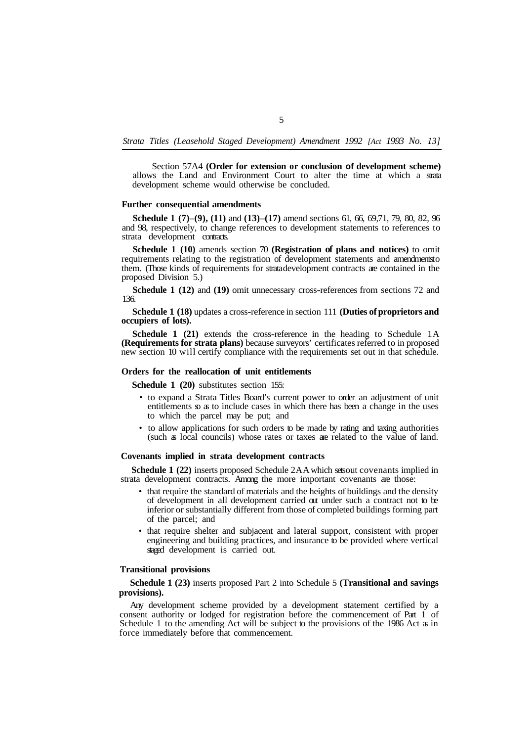Section 57A4 **(Order for extension or conclusion of development scheme)** allows the Land and Environment Court to alter the time at which a strata development scheme would otherwise be concluded.

### Further consequential amendments

**Schedule 1 (7)–(9), (11)** and **(13)–(17)** amend sections 61, 66, 69, 71, 79, 80, 82, 96 and 98, respectively, to change references to development statements to references to strata development contracts.

**Schedule 1 (10)** amends section 70 **(Registration of plans and notices)** to omit requirements relating to the registration of development statements and amendments to them. (Those kinds of requirements for strata development contracts are contained in the proposed Division 5.)

**Schedule 1 (12)** and **(19)** omit unnecessary cross-references from sections 72 and 136.

**Schedule 1 (18)** updates a cross-reference in section 111 **(Duties of proprietors and occupiers of lots).**

**Schedule 1 (21)** extends the cross-reference in the heading to Schedule 1A **(Requirements for strata plans)** because surveyors' certificates referred to in proposed new section 10 will certify compliance with the requirements set out in that schedule.

### Orders for the reallocation of unit entitlements

**Schedule 1 (20)** substitutes section 155:

- to expand a Strata Titles Board's current power to order an adjustment of unit entitlements so as to include cases in which there has been a change in the uses to which the parcel may be put; and
- to allow applications for such orders to be made by rating and taxing authorities (such as local councils) whose rates or taxes are related to the value of land.

### Covenants implied in strata development contracts

**Schedule 1 (22)** inserts proposed Schedule 2AA which sets out covenants implied in strata development contracts. Among the more important covenants are those:

- that require the standard of materials and the heights of buildings and the density of development in all development carried out under such a contract not to be inferior or substantially different from those of completed buildings forming part of the parcel; and
- that require shelter and subjacent and lateral support, consistent with proper engineering and building practices, and insurance to be provided where vertical staged development is carried out.

### Transitional provisions

**Schedule 1 (23)** inserts proposed Part 2 into Schedule 5 **(Transitional and savings provisions).**

Any development scheme provided by a development statement certified by a consent authority or lodged for registration before the commencement of Part 1 of Schedule 1 to the amending Act will be subject to the provisions of the 1986 Act as in force immediately before that commencement.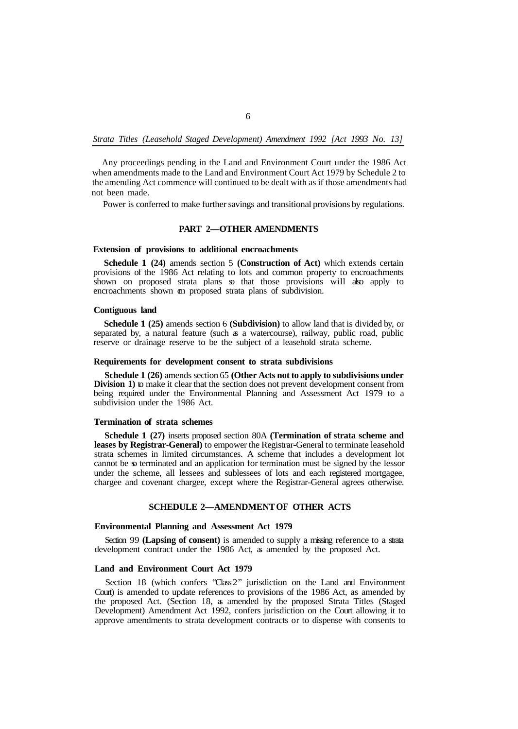Any proceedings pending in the Land and Environment Court under the 1986 Act when amendments made to the Land and Environment Court Act 1979 by Schedule 2 to the amending Act commence will continued to be dealt with as if those amendments had not been made.

Power is conferred to make further savings and transitional provisions by regulations.

## PART 2—OTHER AMENDMENTS

### Extension of provisions to additional encroachments

**Schedule 1 (24)** amends section 5 **(Construction of Act)** which extends certain provisions of the 1986 Act relating to lots and common property to encroachments shown on proposed strata plans so that those provisions will also apply to encroachments shown on proposed strata plans of subdivision.

### Contiguous land

**Schedule 1 (25)** amends section 6 **(Subdivision)** to allow land that is divided by, or separated by, a natural feature (such as a watercourse), railway, public road, public reserve or drainage reserve to be the subject of a leasehold strata scheme.

### Requirements for development consent to strata subdivisions

**Schedule 1 (26)** amends section 65 **(Other Acts not to apply to subdivisions under Division 1)** to make it clear that the section does not prevent development consent from being required under the Environmental Planning and Assessment Act 1979 to a subdivision under the 1986 Act.

### Termination of strata schemes

**Schedule 1 (27)** inserts proposed section 80A **(Termination of strata scheme and leases by Registrar-General)** to empower the Registrar-General to terminate leasehold strata schemes in limited circumstances. A scheme that includes a development lot cannot be so terminated and an application for termination must be signed by the lessor under the scheme, all lessees and sublessees of lots and each registered mortgagee, chargee and covenant chargee, except where the Registrar-General agrees otherwise.

## SCHEDULE 2—AMENDMENT OF OTHER ACTS

### Environmental Planning and Assessment Act 1979

Section 99 **(Lapsing of consent)** is amended to supply a missing reference to a strata development contract under the 1986 Act, as amended by the proposed Act.

### Land and Environment Court Act 1979

Section 18 (which confers "Class 2" jurisdiction on the Land and Environment Court) is amended to update references to provisions of the 1986 Act, as amended by the proposed Act. (Section 18, as amended by the proposed Strata Titles (Staged Development) Amendment Act 1992, confers jurisdiction on the Court allowing it to approve amendments to strata development contracts or to dispense with consents to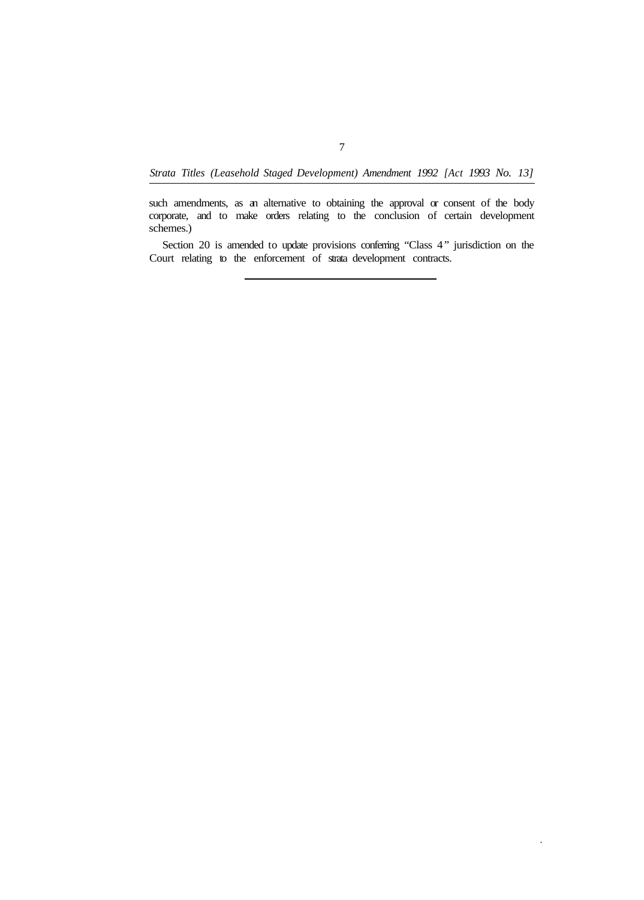such amendments, as an alternative to obtaining the approval or consent of the body corporate, and to make orders relating to the conclusion of certain development schemes.)

Section 20 is amended to update provisions conferring "Class 4" jurisdiction on the Court relating to the enforcement of strata development contracts.

---